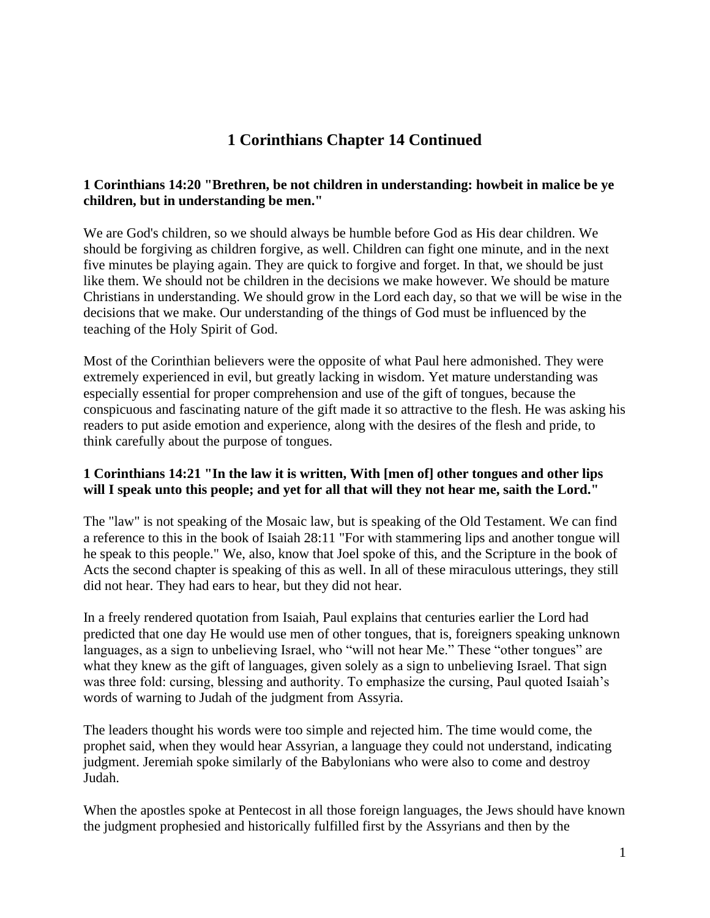# 1 Corinthians Chapter 14 Continued

**1 Corinthians 14:20 "Brethren, be not children in understanding: howbeit in malice be ye children, but in understanding be men."**

We are God's children, so we should always be humble before God as His dear children. We should be forgiving as children forgive, as well. Children can fight one minute, and in the next five minutes be playing again. They are quick to forgive and forget. In that, we should be just like them. We should not be children in the decisions we make however. We should be mature Christians in understanding. We should grow in the Lord each day, so that we will be wise in the decisions that we make. Our understanding of the things of God must be influenced by the teaching of the Holy Spirit of God.

Most of the Corinthian believers were the opposite of what Paul here admonished. They were extremely experienced in evil, but greatly lacking in wisdom. Yet mature understanding was especially essential for proper comprehension and use of the gift of tongues, because the conspicuous and fascinating nature of the gift made it so attractive to the flesh. He was asking his readers to put aside emotion and experience, along with the desires of the flesh and pride, to think carefully about the purpose of tongues.

**1 Corinthians 14:21 "In the law it is written, With [men of] other tongues and other lips will I speak unto this people; and yet for all that will they not hear me, saith the Lord."**

The "law" is not speaking of the Mosaic law, but is speaking of the Old Testament. We can find a reference to this in the book of Isaiah 28:11 "For with stammering lips and another tongue will he speak to this people." We, also, know that Joel spoke of this, and the Scripture in the book of Acts the second chapter is speaking of this as well. In all of these miraculous utterings, they still did not hear. They had ears to hear, but they did not hear.

In a freely rendered quotation from Isaiah, Paul explains that centuries earlier the Lord had predicted that one day He would use men of other tongues, that is, foreigners speaking unknown languages, as a sign to unbelieving Israel, who "will not hear Me." These "other tongues" are what they knew as the gift of languages, given solely as a sign to unbelieving Israel. That sign was three fold: cursing, blessing and authority. To emphasize the cursing, Paul quoted Isaiah's words of warning to Judah of the judgment from Assyria.

The leaders thought his words were too simple and rejected him. The time would come, the prophet said, when they would hear Assyrian, a language they could not understand, indicating judgment. Jeremiah spoke similarly of the Babylonians who were also to come and destroy Judah.

When the apostles spoke at Pentecost in all those foreign languages, the Jews should have known the judgment prophesied and historically fulfilled first by the Assyrians and then by the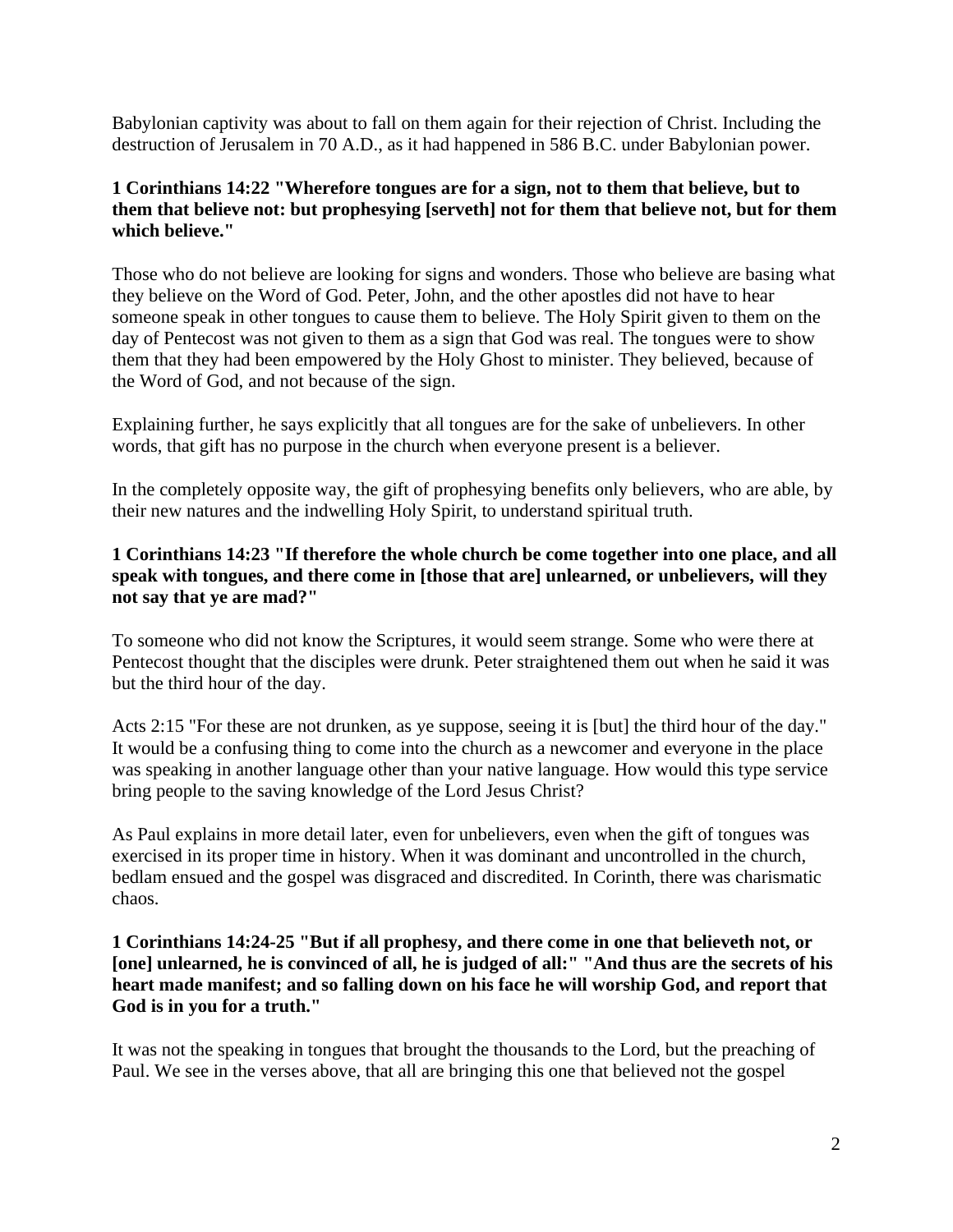Babylonian captivity was about to fall on them again for their rejection of Christ. Including the destruction of Jerusalem in 70 A.D., as it had happened in 586 B.C. under Babylonian power.

**1 Corinthians 14:22 "Wherefore tongues are for a sign, not to them that believe, but to them that believe not: but prophesying [serveth] not for them that believe not, but for them which believe."**

Those who do not believe are looking for signs and wonders. Those who believe are basing what they believe on the Word of God. Peter, John, and the other apostles did not have to hear someone speak in other tongues to cause them to believe. The Holy Spirit given to them on the day of Pentecost was not given to them as a sign that God was real. The tongues were to show them that they had been empowered by the Holy Ghost to minister. They believed, because of the Word of God, and not because of the sign.

Explaining further, he says explicitly that all tongues are for the sake of unbelievers. In other words, that gift has no purpose in the church when everyone present is a believer.

In the completely opposite way, the gift of prophesying benefits only believers, who are able, by their new natures and the indwelling Holy Spirit, to understand spiritual truth.

**1 Corinthians 14:23 "If therefore the whole church be come together into one place, and all speak with tongues, and there come in [those that are] unlearned, or unbelievers, will they not say that ye are mad?"**

To someone who did not know the Scriptures, it would seem strange. Some who were there at Pentecost thought that the disciples were drunk. Peter straightened them out when he said it was but the third hour of the day.

Acts 2:15 "For these are not drunken, as ye suppose, seeing it is [but] the third hour of the day." It would be a confusing thing to come into the church as a newcomer and everyone in the place was speaking in another language other than your native language. How would this type service bring people to the saving knowledge of the Lord Jesus Christ?

As Paul explains in more detail later, even for unbelievers, even when the gift of tongues was exercised in its proper time in history. When it was dominant and uncontrolled in the church, bedlam ensued and the gospel was disgraced and discredited. In Corinth, there was charismatic chaos.

**1 Corinthians 14:24-25 "But if all prophesy, and there come in one that believeth not, or [one] unlearned, he is convinced of all, he is judged of all:" "And thus are the secrets of his heart made manifest; and so falling down on his face he will worship God, and report that God is in you for a truth."**

It was not the speaking in tongues that brought the thousands to the Lord, but the preaching of Paul. We see in the verses above, that all are bringing this one that believed not the gospel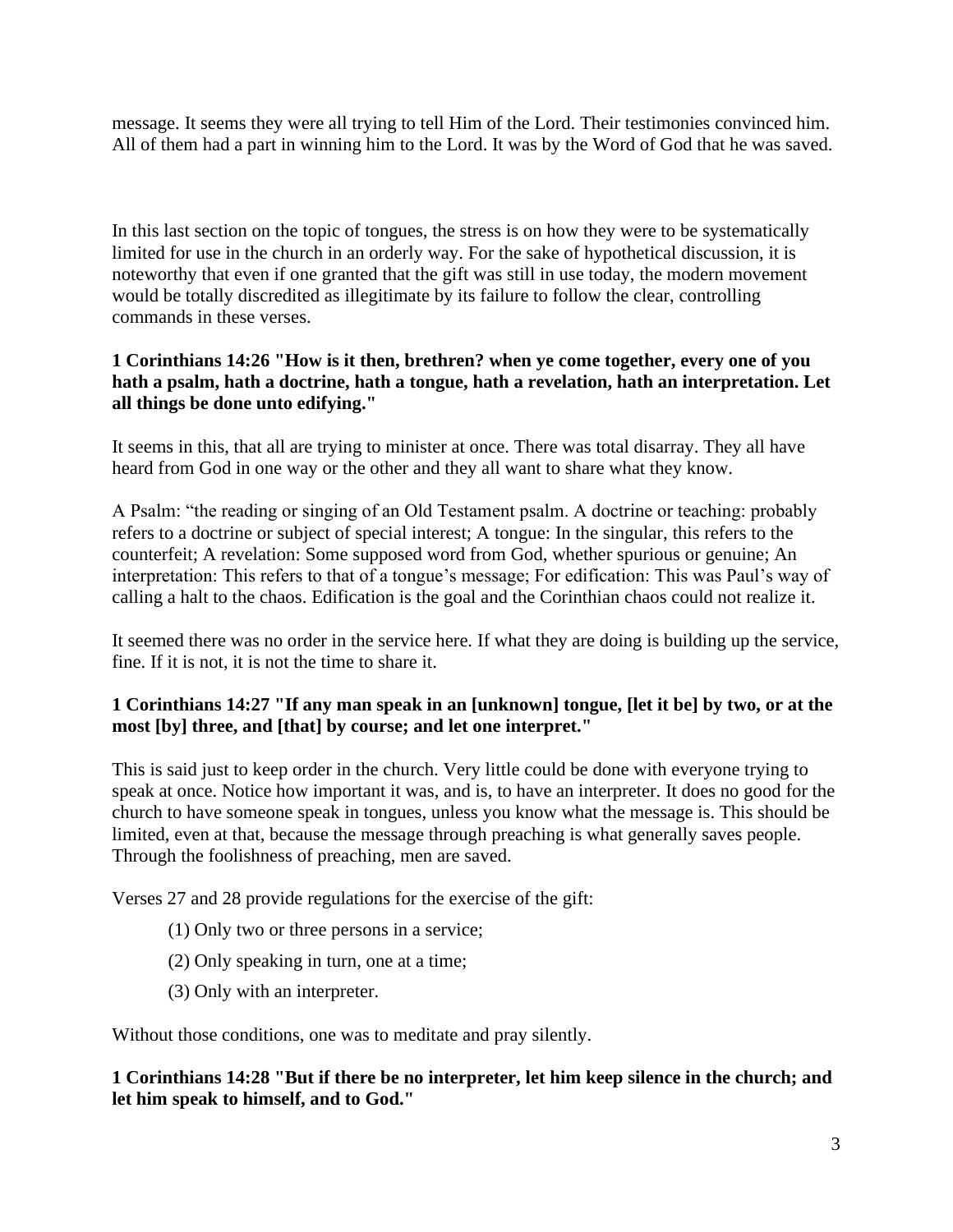message. It seems they were all trying to tell Him of the Lord. Their testimonies convinced him. All of them had a part in winning him to the Lord. It was by the Word of God that he was saved.

In this last section on the topic of tongues, the stress is on how they were to be systematically limited for use in the church in an orderly way. For the sake of hypothetical discussion, it is noteworthy that even if one granted that the gift was still in use today, the modern movement would be totally discredited as illegitimate by its failure to follow the clear, controlling commands in these verses.

**1 Corinthians 14:26 "How is it then, brethren? when ye come together, every one of you hath a psalm, hath a doctrine, hath a tongue, hath a revelation, hath an interpretation. Let all things be done unto edifying."**

It seems in this, that all are trying to minister at once. There was total disarray. They all have heard from God in one way or the other and they all want to share what they know.

A Psalm: "the reading or singing of an Old Testament psalm. A doctrine or teaching: probably refers to a doctrine or subject of special interest; A tongue: In the singular, this refers to the counterfeit; A revelation: Some supposed word from God, whether spurious or genuine; An interpretation: This refers to that of a tongue's message; For edification: This was Paul's way of calling a halt to the chaos. Edification is the goal and the Corinthian chaos could not realize it.

It seemed there was no order in the service here. If what they are doing is building up the service, fine. If it is not, it is not the time to share it.

**1 Corinthians 14:27 "If any man speak in an [unknown] tongue, [let it be] by two, or at the most [by] three, and [that] by course; and let one interpret."**

This is said just to keep order in the church. Very little could be done with everyone trying to speak at once. Notice how important it was, and is, to have an interpreter. It does no good for the church to have someone speak in tongues, unless you know what the message is. This should be limited, even at that, because the message through preaching is what generally saves people. Through the foolishness of preaching, men are saved.

Verses 27 and 28 provide regulations for the exercise of the gift:

(1) Only two or three persons in a service;

(2) Only speaking in turn, one at a time;

(3) Only with an interpreter.

Without those conditions, one was to meditate and pray silently.

**1 Corinthians 14:28 "But if there be no interpreter, let him keep silence in the church; and let him speak to himself, and to God."**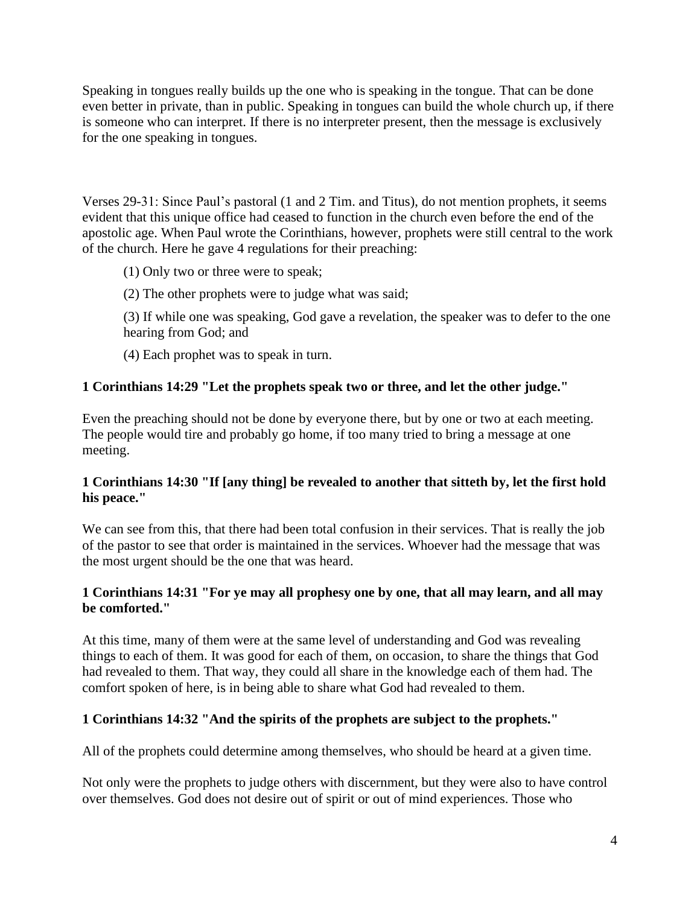Speaking in tongues really builds up the one who is speaking in the tongue. That can be done even better in private, than in public. Speaking in tongues can build the whole church up, if there is someone who can interpret. If there is no interpreter present, then the message is exclusively for the one speaking in tongues.

Verses 29-31: Since Paul's pastoral (1 and 2 Tim. and Titus), do not mention prophets, it seems evident that this unique office had ceased to function in the church even before the end of the apostolic age. When Paul wrote the Corinthians, however, prophets were still central to the work of the church. Here he gave 4 regulations for their preaching:

> (1) Only two or three were to speak;
>
> (2) The other prophets were to judge what was said;
>
> (3) If while one was speaking, God gave a revelation, the speaker was to defer to the one hearing from God; and
>
> (4) Each prophet was to speak in turn.

**1 Corinthians 14:29 "Let the prophets speak two or three, and let the other judge."**

Even the preaching should not be done by everyone there, but by one or two at each meeting. The people would tire and probably go home, if too many tried to bring a message at one meeting.

**1 Corinthians 14:30 "If [any thing] be revealed to another that sitteth by, let the first hold his peace."**

We can see from this, that there had been total confusion in their services. That is really the job of the pastor to see that order is maintained in the services. Whoever had the message that was the most urgent should be the one that was heard.

**1 Corinthians 14:31 "For ye may all prophesy one by one, that all may learn, and all may be comforted."**

At this time, many of them were at the same level of understanding and God was revealing things to each of them. It was good for each of them, on occasion, to share the things that God had revealed to them. That way, they could all share in the knowledge each of them had. The comfort spoken of here, is in being able to share what God had revealed to them.

**1 Corinthians 14:32 "And the spirits of the prophets are subject to the prophets."**

All of the prophets could determine among themselves, who should be heard at a given time.

Not only were the prophets to judge others with discernment, but they were also to have control over themselves. God does not desire out of spirit or out of mind experiences. Those who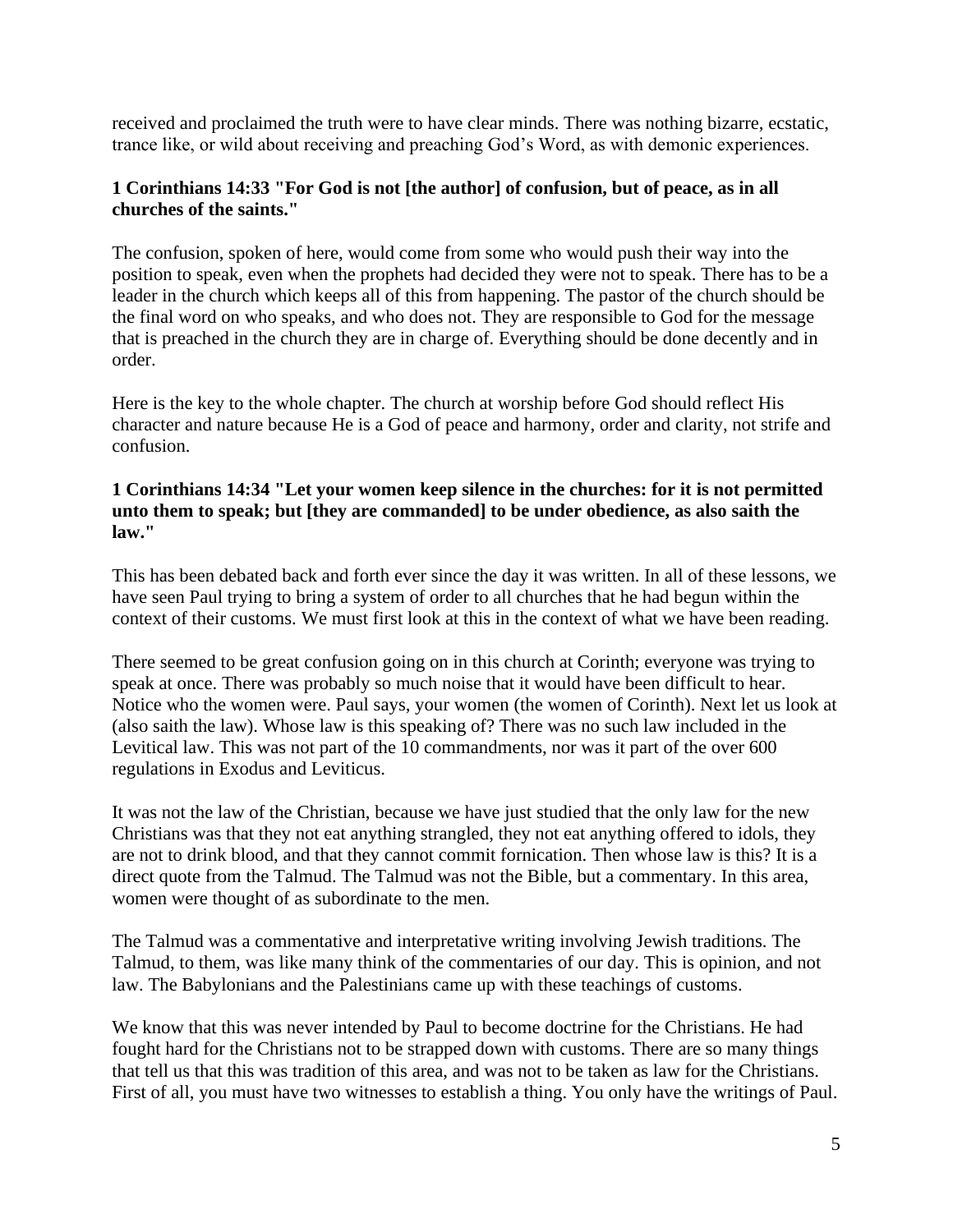received and proclaimed the truth were to have clear minds. There was nothing bizarre, ecstatic, trance like, or wild about receiving and preaching God's Word, as with demonic experiences.

**1 Corinthians 14:33 "For God is not [the author] of confusion, but of peace, as in all churches of the saints."**

The confusion, spoken of here, would come from some who would push their way into the position to speak, even when the prophets had decided they were not to speak. There has to be a leader in the church which keeps all of this from happening. The pastor of the church should be the final word on who speaks, and who does not. They are responsible to God for the message that is preached in the church they are in charge of. Everything should be done decently and in order.

Here is the key to the whole chapter. The church at worship before God should reflect His character and nature because He is a God of peace and harmony, order and clarity, not strife and confusion.

**1 Corinthians 14:34 "Let your women keep silence in the churches: for it is not permitted unto them to speak; but [they are commanded] to be under obedience, as also saith the law."**

This has been debated back and forth ever since the day it was written. In all of these lessons, we have seen Paul trying to bring a system of order to all churches that he had begun within the context of their customs. We must first look at this in the context of what we have been reading.

There seemed to be great confusion going on in this church at Corinth; everyone was trying to speak at once. There was probably so much noise that it would have been difficult to hear. Notice who the women were. Paul says, your women (the women of Corinth). Next let us look at (also saith the law). Whose law is this speaking of? There was no such law included in the Levitical law. This was not part of the 10 commandments, nor was it part of the over 600 regulations in Exodus and Leviticus.

It was not the law of the Christian, because we have just studied that the only law for the new Christians was that they not eat anything strangled, they not eat anything offered to idols, they are not to drink blood, and that they cannot commit fornication. Then whose law is this? It is a direct quote from the Talmud. The Talmud was not the Bible, but a commentary. In this area, women were thought of as subordinate to the men.

The Talmud was a commentative and interpretative writing involving Jewish traditions. The Talmud, to them, was like many think of the commentaries of our day. This is opinion, and not law. The Babylonians and the Palestinians came up with these teachings of customs.

We know that this was never intended by Paul to become doctrine for the Christians. He had fought hard for the Christians not to be strapped down with customs. There are so many things that tell us that this was tradition of this area, and was not to be taken as law for the Christians. First of all, you must have two witnesses to establish a thing. You only have the writings of Paul.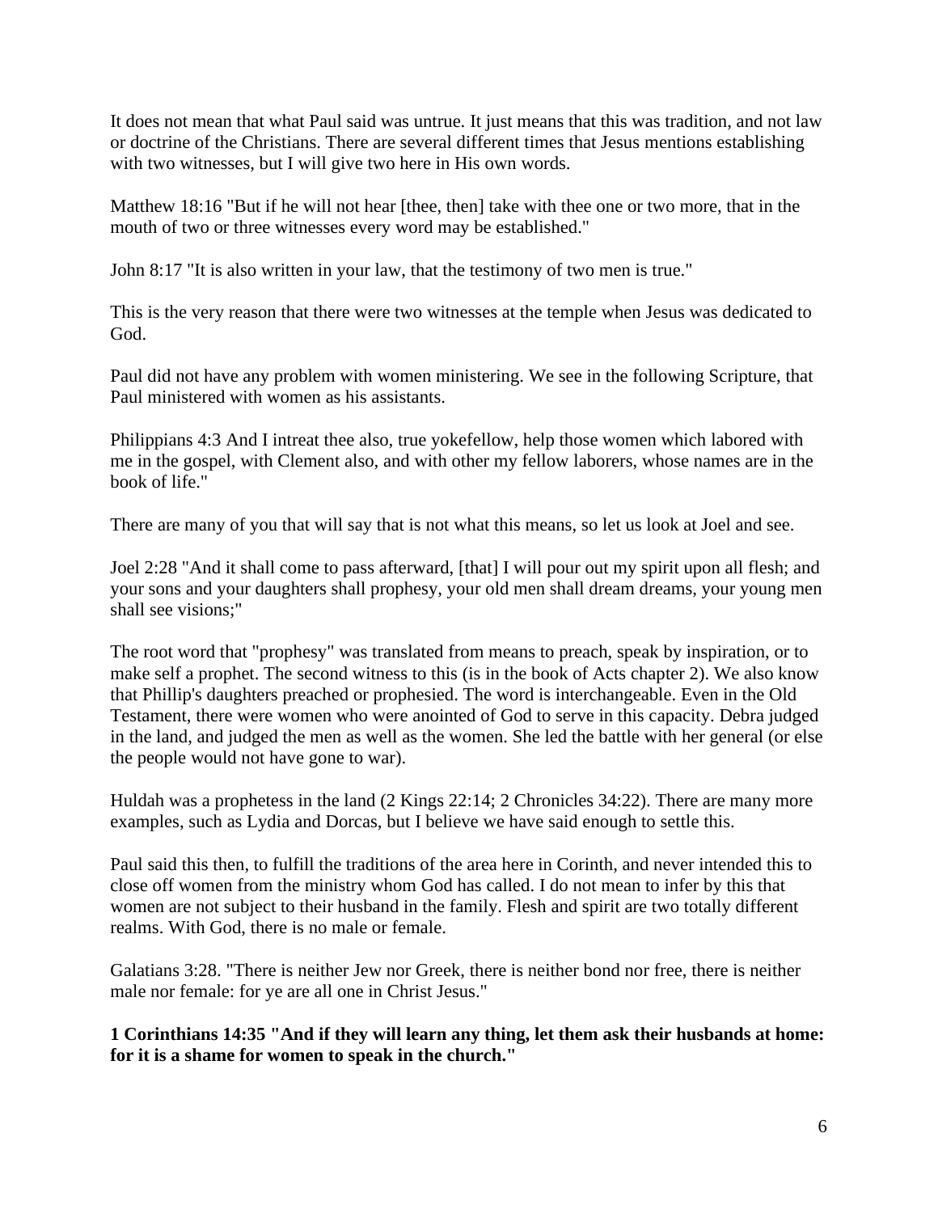It does not mean that what Paul said was untrue. It just means that this was tradition, and not law or doctrine of the Christians. There are several different times that Jesus mentions establishing with two witnesses, but I will give two here in His own words.

Matthew 18:16 "But if he will not hear [thee, then] take with thee one or two more, that in the mouth of two or three witnesses every word may be established."

John 8:17 "It is also written in your law, that the testimony of two men is true."

This is the very reason that there were two witnesses at the temple when Jesus was dedicated to God.

Paul did not have any problem with women ministering. We see in the following Scripture, that Paul ministered with women as his assistants.

Philippians 4:3 And I intreat thee also, true yokefellow, help those women which labored with me in the gospel, with Clement also, and with other my fellow laborers, whose names are in the book of life."

There are many of you that will say that is not what this means, so let us look at Joel and see.

Joel 2:28 "And it shall come to pass afterward, [that] I will pour out my spirit upon all flesh; and your sons and your daughters shall prophesy, your old men shall dream dreams, your young men shall see visions;"

The root word that "prophesy" was translated from means to preach, speak by inspiration, or to make self a prophet. The second witness to this (is in the book of Acts chapter 2). We also know that Phillip's daughters preached or prophesied. The word is interchangeable. Even in the Old Testament, there were women who were anointed of God to serve in this capacity. Debra judged in the land, and judged the men as well as the women. She led the battle with her general (or else the people would not have gone to war).

Huldah was a prophetess in the land (2 Kings 22:14; 2 Chronicles 34:22). There are many more examples, such as Lydia and Dorcas, but I believe we have said enough to settle this.

Paul said this then, to fulfill the traditions of the area here in Corinth, and never intended this to close off women from the ministry whom God has called. I do not mean to infer by this that women are not subject to their husband in the family. Flesh and spirit are two totally different realms. With God, there is no male or female.

Galatians 3:28. "There is neither Jew nor Greek, there is neither bond nor free, there is neither male nor female: for ye are all one in Christ Jesus."

**1 Corinthians 14:35 "And if they will learn any thing, let them ask their husbands at home: for it is a shame for women to speak in the church."**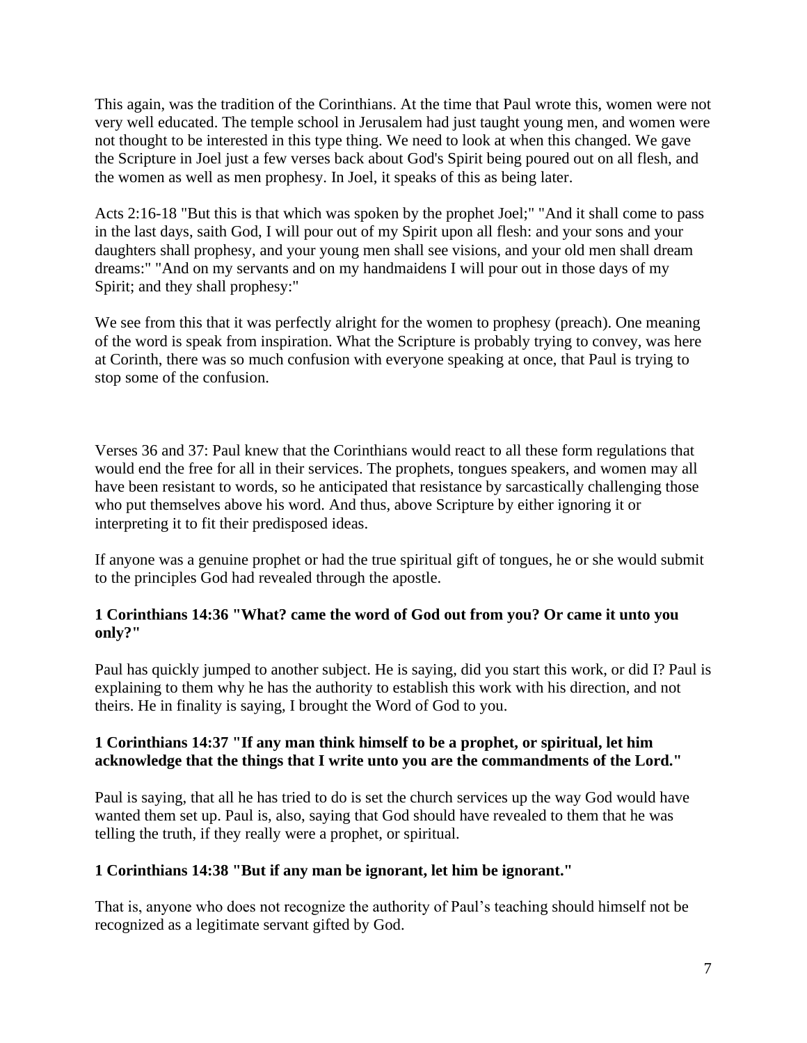This again, was the tradition of the Corinthians. At the time that Paul wrote this, women were not very well educated. The temple school in Jerusalem had just taught young men, and women were not thought to be interested in this type thing. We need to look at when this changed. We gave the Scripture in Joel just a few verses back about God's Spirit being poured out on all flesh, and the women as well as men prophesy. In Joel, it speaks of this as being later.

Acts 2:16-18 "But this is that which was spoken by the prophet Joel;" "And it shall come to pass in the last days, saith God, I will pour out of my Spirit upon all flesh: and your sons and your daughters shall prophesy, and your young men shall see visions, and your old men shall dream dreams:" "And on my servants and on my handmaidens I will pour out in those days of my Spirit; and they shall prophesy:"

We see from this that it was perfectly alright for the women to prophesy (preach). One meaning of the word is speak from inspiration. What the Scripture is probably trying to convey, was here at Corinth, there was so much confusion with everyone speaking at once, that Paul is trying to stop some of the confusion.

Verses 36 and 37: Paul knew that the Corinthians would react to all these form regulations that would end the free for all in their services. The prophets, tongues speakers, and women may all have been resistant to words, so he anticipated that resistance by sarcastically challenging those who put themselves above his word. And thus, above Scripture by either ignoring it or interpreting it to fit their predisposed ideas.

If anyone was a genuine prophet or had the true spiritual gift of tongues, he or she would submit to the principles God had revealed through the apostle.

**1 Corinthians 14:36 "What? came the word of God out from you? Or came it unto you only?"**

Paul has quickly jumped to another subject. He is saying, did you start this work, or did I? Paul is explaining to them why he has the authority to establish this work with his direction, and not theirs. He in finality is saying, I brought the Word of God to you.

**1 Corinthians 14:37 "If any man think himself to be a prophet, or spiritual, let him acknowledge that the things that I write unto you are the commandments of the Lord."**

Paul is saying, that all he has tried to do is set the church services up the way God would have wanted them set up. Paul is, also, saying that God should have revealed to them that he was telling the truth, if they really were a prophet, or spiritual.

**1 Corinthians 14:38 "But if any man be ignorant, let him be ignorant."**

That is, anyone who does not recognize the authority of Paul's teaching should himself not be recognized as a legitimate servant gifted by God.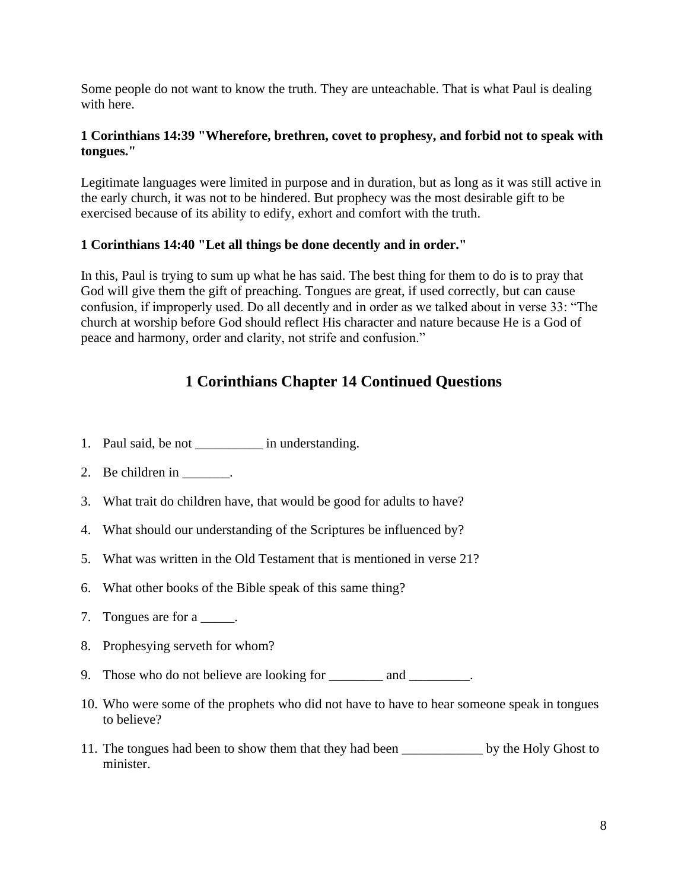Some people do not want to know the truth. They are unteachable. That is what Paul is dealing with here.

**1 Corinthians 14:39 "Wherefore, brethren, covet to prophesy, and forbid not to speak with tongues."**

Legitimate languages were limited in purpose and in duration, but as long as it was still active in the early church, it was not to be hindered. But prophecy was the most desirable gift to be exercised because of its ability to edify, exhort and comfort with the truth.

**1 Corinthians 14:40 "Let all things be done decently and in order."**

In this, Paul is trying to sum up what he has said. The best thing for them to do is to pray that God will give them the gift of preaching. Tongues are great, if used correctly, but can cause confusion, if improperly used. Do all decently and in order as we talked about in verse 33: "The church at worship before God should reflect His character and nature because He is a God of peace and harmony, order and clarity, not strife and confusion."

## 1 Corinthians Chapter 14 Continued Questions

1. Paul said, be not __________ in understanding.
2. Be children in _______.
3. What trait do children have, that would be good for adults to have?
4. What should our understanding of the Scriptures be influenced by?
5. What was written in the Old Testament that is mentioned in verse 21?
6. What other books of the Bible speak of this same thing?
7. Tongues are for a _____.
8. Prophesying serveth for whom?
9. Those who do not believe are looking for ________ and _________.
10. Who were some of the prophets who did not have to have to hear someone speak in tongues to believe?
11. The tongues had been to show them that they had been ____________ by the Holy Ghost to minister.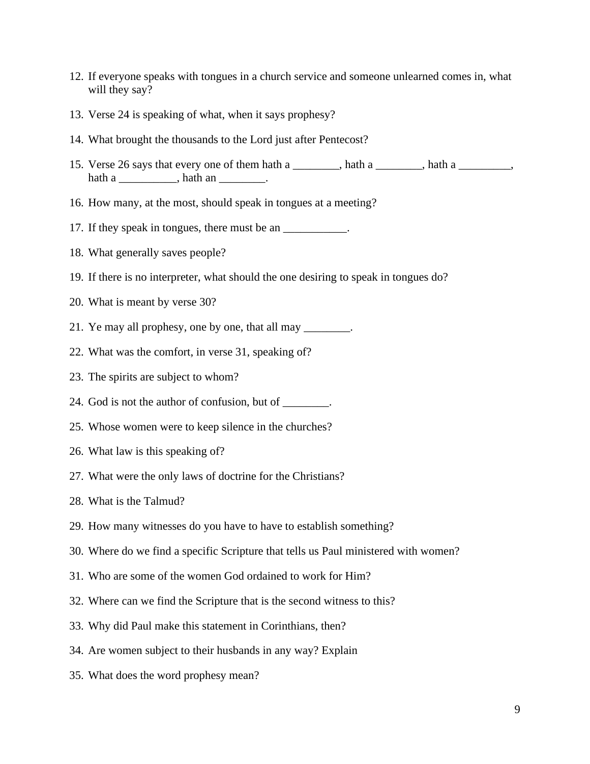12. If everyone speaks with tongues in a church service and someone unlearned comes in, what will they say?

13. Verse 24 is speaking of what, when it says prophesy?

14. What brought the thousands to the Lord just after Pentecost?

15. Verse 26 says that every one of them hath a ________, hath a ________, hath a _________, hath a __________, hath an ________.

16. How many, at the most, should speak in tongues at a meeting?

17. If they speak in tongues, there must be an ___________.

18. What generally saves people?

19. If there is no interpreter, what should the one desiring to speak in tongues do?

20. What is meant by verse 30?

21. Ye may all prophesy, one by one, that all may ________.

22. What was the comfort, in verse 31, speaking of?

23. The spirits are subject to whom?

24. God is not the author of confusion, but of ________.

25. Whose women were to keep silence in the churches?

26. What law is this speaking of?

27. What were the only laws of doctrine for the Christians?

28. What is the Talmud?

29. How many witnesses do you have to have to establish something?

30. Where do we find a specific Scripture that tells us Paul ministered with women?

31. Who are some of the women God ordained to work for Him?

32. Where can we find the Scripture that is the second witness to this?

33. Why did Paul make this statement in Corinthians, then?

34. Are women subject to their husbands in any way? Explain

35. What does the word prophesy mean?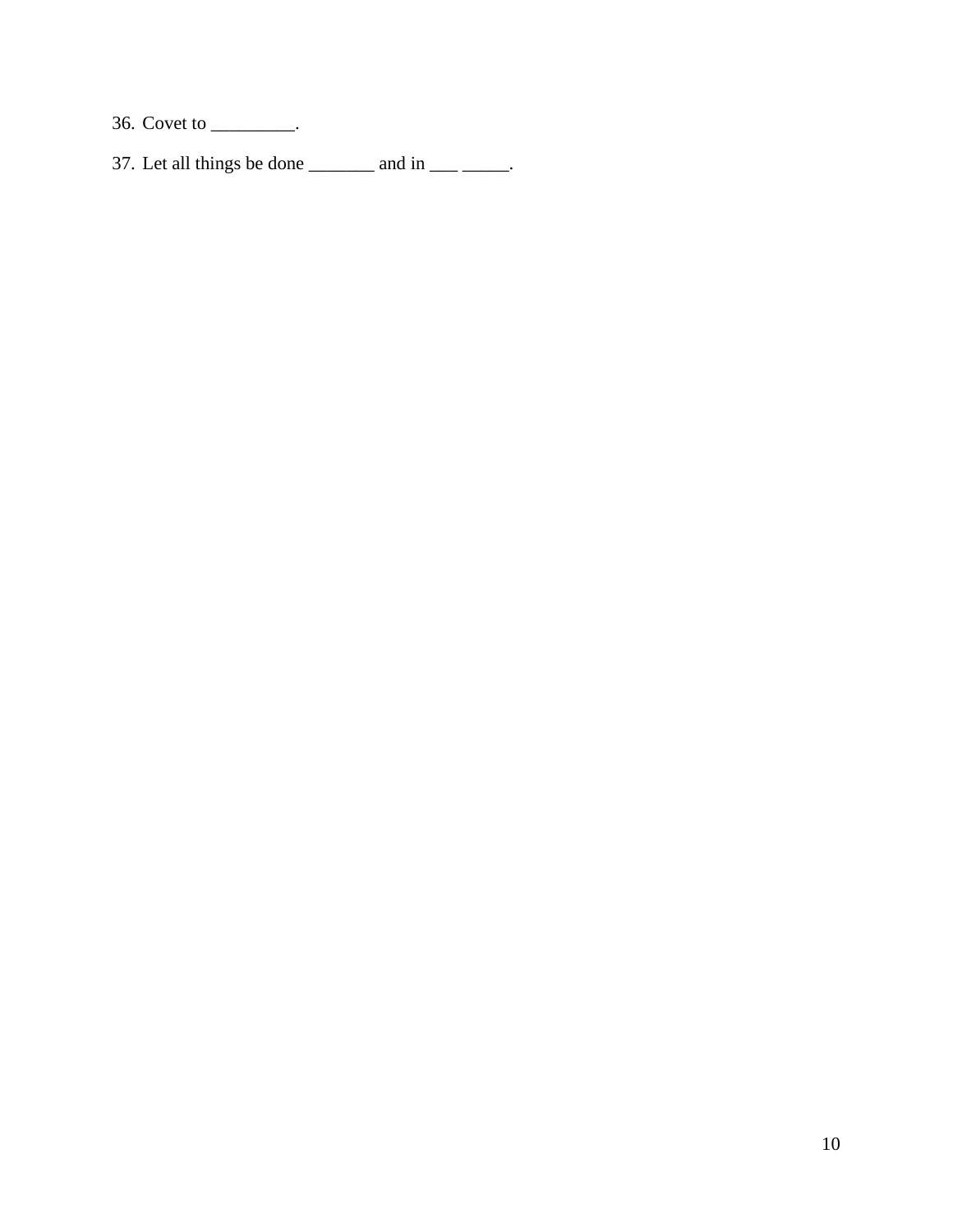36. Covet to _________.

37. Let all things be done _______ and in ___ _____.